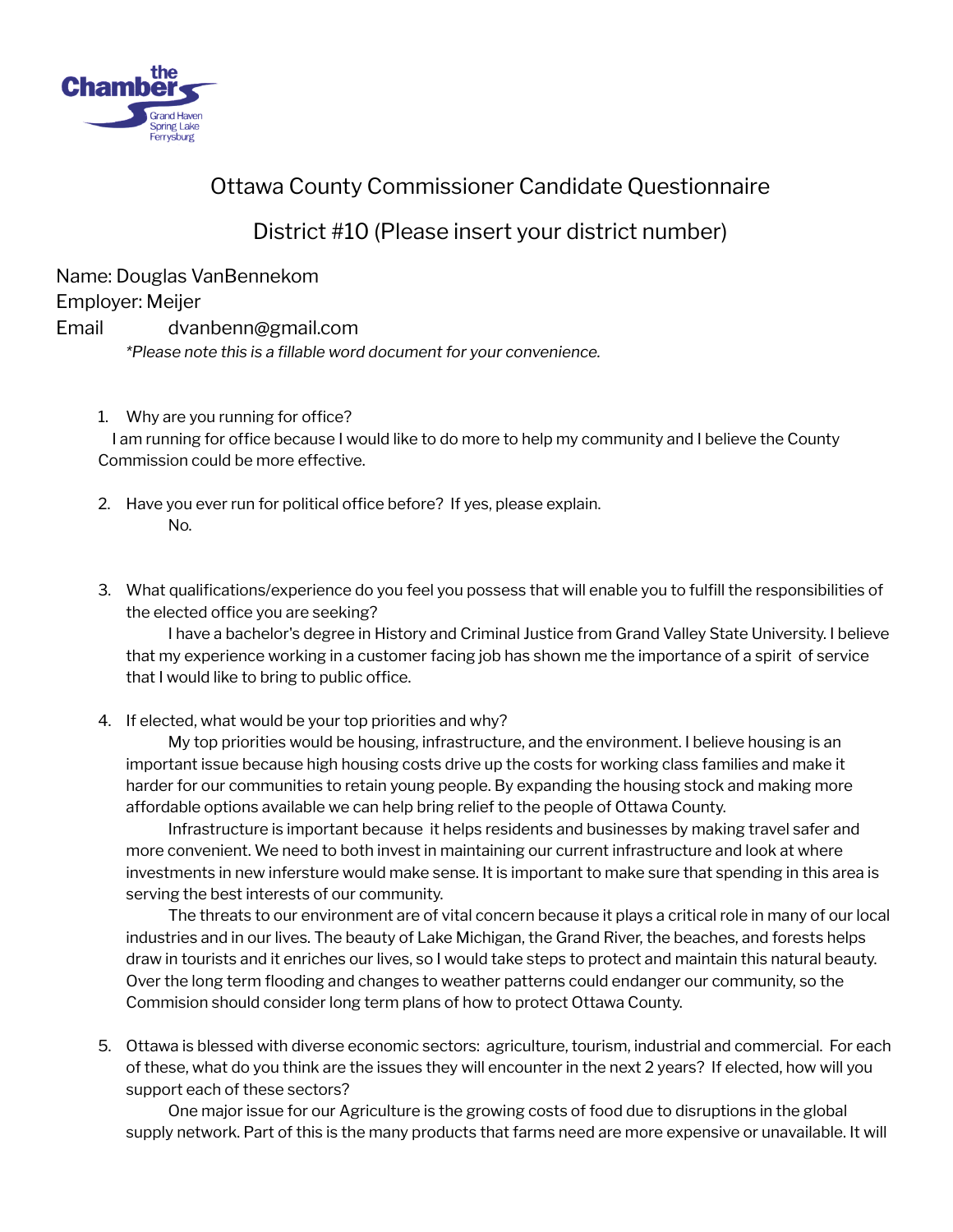the Chamber Grand Haven Spring Lake Ferrysburg

# Ottawa County Commissioner Candidate Questionnaire

## District #10 (Please insert your district number)

Name: Douglas VanBennekom
Employer: Meijer
Email dvanbenn@gmail.com

*\*Please note this is a fillable word document for your convenience.*

1. Why are you running for office?
   I am running for office because I would like to do more to help my community and I believe the County Commission could be more effective.

2. Have you ever run for political office before? If yes, please explain.
   No.

3. What qualifications/experience do you feel you possess that will enable you to fulfill the responsibilities of the elected office you are seeking?
   I have a bachelor's degree in History and Criminal Justice from Grand Valley State University. I believe that my experience working in a customer facing job has shown me the importance of a spirit of service that I would like to bring to public office.

4. If elected, what would be your top priorities and why?
   My top priorities would be housing, infrastructure, and the environment. I believe housing is an important issue because high housing costs drive up the costs for working class families and make it harder for our communities to retain young people. By expanding the housing stock and making more affordable options available we can help bring relief to the people of Ottawa County.

   Infrastructure is important because it helps residents and businesses by making travel safer and more convenient. We need to both invest in maintaining our current infrastructure and look at where investments in new infersture would make sense. It is important to make sure that spending in this area is serving the best interests of our community.

   The threats to our environment are of vital concern because it plays a critical role in many of our local industries and in our lives. The beauty of Lake Michigan, the Grand River, the beaches, and forests helps draw in tourists and it enriches our lives, so I would take steps to protect and maintain this natural beauty. Over the long term flooding and changes to weather patterns could endanger our community, so the Commision should consider long term plans of how to protect Ottawa County.

5. Ottawa is blessed with diverse economic sectors: agriculture, tourism, industrial and commercial. For each of these, what do you think are the issues they will encounter in the next 2 years? If elected, how will you support each of these sectors?
   One major issue for our Agriculture is the growing costs of food due to disruptions in the global supply network. Part of this is the many products that farms need are more expensive or unavailable. It will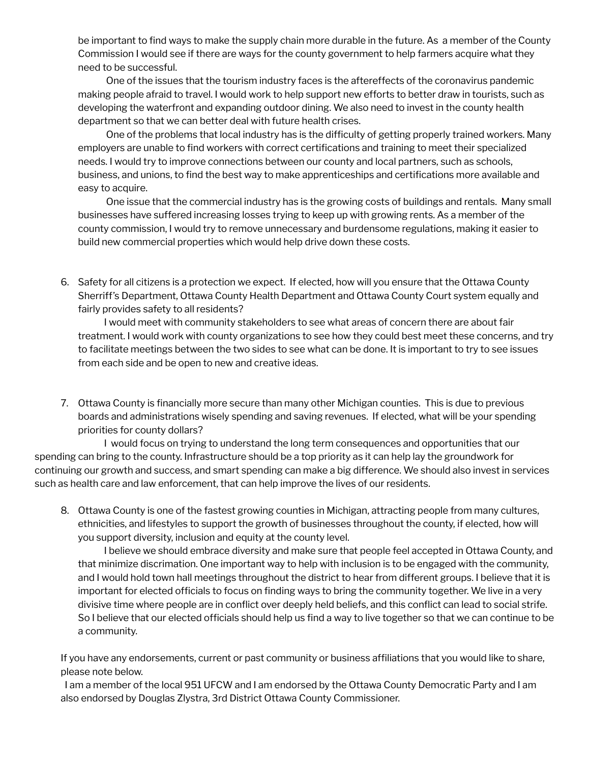be important to find ways to make the supply chain more durable in the future. As a member of the County Commission I would see if there are ways for the county government to help farmers acquire what they need to be successful.

One of the issues that the tourism industry faces is the aftereffects of the coronavirus pandemic making people afraid to travel. I would work to help support new efforts to better draw in tourists, such as developing the waterfront and expanding outdoor dining. We also need to invest in the county health department so that we can better deal with future health crises.

One of the problems that local industry has is the difficulty of getting properly trained workers. Many employers are unable to find workers with correct certifications and training to meet their specialized needs. I would try to improve connections between our county and local partners, such as schools, business, and unions, to find the best way to make apprenticeships and certifications more available and easy to acquire.

One issue that the commercial industry has is the growing costs of buildings and rentals. Many small businesses have suffered increasing losses trying to keep up with growing rents. As a member of the county commission, I would try to remove unnecessary and burdensome regulations, making it easier to build new commercial properties which would help drive down these costs.

6. Safety for all citizens is a protection we expect. If elected, how will you ensure that the Ottawa County Sherriff's Department, Ottawa County Health Department and Ottawa County Court system equally and fairly provides safety to all residents?

   I would meet with community stakeholders to see what areas of concern there are about fair treatment. I would work with county organizations to see how they could best meet these concerns, and try to facilitate meetings between the two sides to see what can be done. It is important to try to see issues from each side and be open to new and creative ideas.

7. Ottawa County is financially more secure than many other Michigan counties. This is due to previous boards and administrations wisely spending and saving revenues. If elected, what will be your spending priorities for county dollars?

I would focus on trying to understand the long term consequences and opportunities that our spending can bring to the county. Infrastructure should be a top priority as it can help lay the groundwork for continuing our growth and success, and smart spending can make a big difference. We should also invest in services such as health care and law enforcement, that can help improve the lives of our residents.

8. Ottawa County is one of the fastest growing counties in Michigan, attracting people from many cultures, ethnicities, and lifestyles to support the growth of businesses throughout the county, if elected, how will you support diversity, inclusion and equity at the county level.

   I believe we should embrace diversity and make sure that people feel accepted in Ottawa County, and that minimize discrimation. One important way to help with inclusion is to be engaged with the community, and I would hold town hall meetings throughout the district to hear from different groups. I believe that it is important for elected officials to focus on finding ways to bring the community together. We live in a very divisive time where people are in conflict over deeply held beliefs, and this conflict can lead to social strife. So I believe that our elected officials should help us find a way to live together so that we can continue to be a community.

If you have any endorsements, current or past community or business affiliations that you would like to share, please note below.

I am a member of the local 951 UFCW and I am endorsed by the Ottawa County Democratic Party and I am also endorsed by Douglas Zlystra, 3rd District Ottawa County Commissioner.